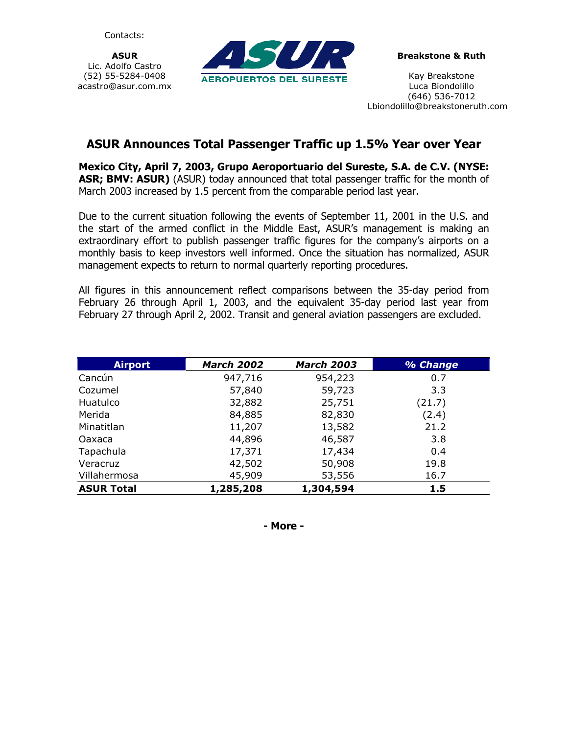Contacts:

**ASUR**
Lic. Adolfo Castro
(52) 55-5284-0408
acastro@asur.com.mx

ASUR
AEROPUERTOS DEL SURESTE

**Breakstone & Ruth**

Kay Breakstone
Luca Biondolillo
(646) 536-7012
Lbiondolillo@breakstoneruth.com

## ASUR Announces Total Passenger Traffic up 1.5% Year over Year

**Mexico City, April 7, 2003, Grupo Aeroportuario del Sureste, S.A. de C.V. (NYSE: ASR; BMV: ASUR)** (ASUR) today announced that total passenger traffic for the month of March 2003 increased by 1.5 percent from the comparable period last year.

Due to the current situation following the events of September 11, 2001 in the U.S. and the start of the armed conflict in the Middle East, ASUR's management is making an extraordinary effort to publish passenger traffic figures for the company's airports on a monthly basis to keep investors well informed. Once the situation has normalized, ASUR management expects to return to normal quarterly reporting procedures.

All figures in this announcement reflect comparisons between the 35-day period from February 26 through April 1, 2003, and the equivalent 35-day period last year from February 27 through April 2, 2002. Transit and general aviation passengers are excluded.

| Airport | *March 2002* | *March 2003* | *% Change* |
|---|---|---|---|
| Cancún | 947,716 | 954,223 | 0.7 |
| Cozumel | 57,840 | 59,723 | 3.3 |
| Huatulco | 32,882 | 25,751 | (21.7) |
| Merida | 84,885 | 82,830 | (2.4) |
| Minatitlan | 11,207 | 13,582 | 21.2 |
| Oaxaca | 44,896 | 46,587 | 3.8 |
| Tapachula | 17,371 | 17,434 | 0.4 |
| Veracruz | 42,502 | 50,908 | 19.8 |
| Villahermosa | 45,909 | 53,556 | 16.7 |
| **ASUR Total** | **1,285,208** | **1,304,594** | **1.5** |

**- More -**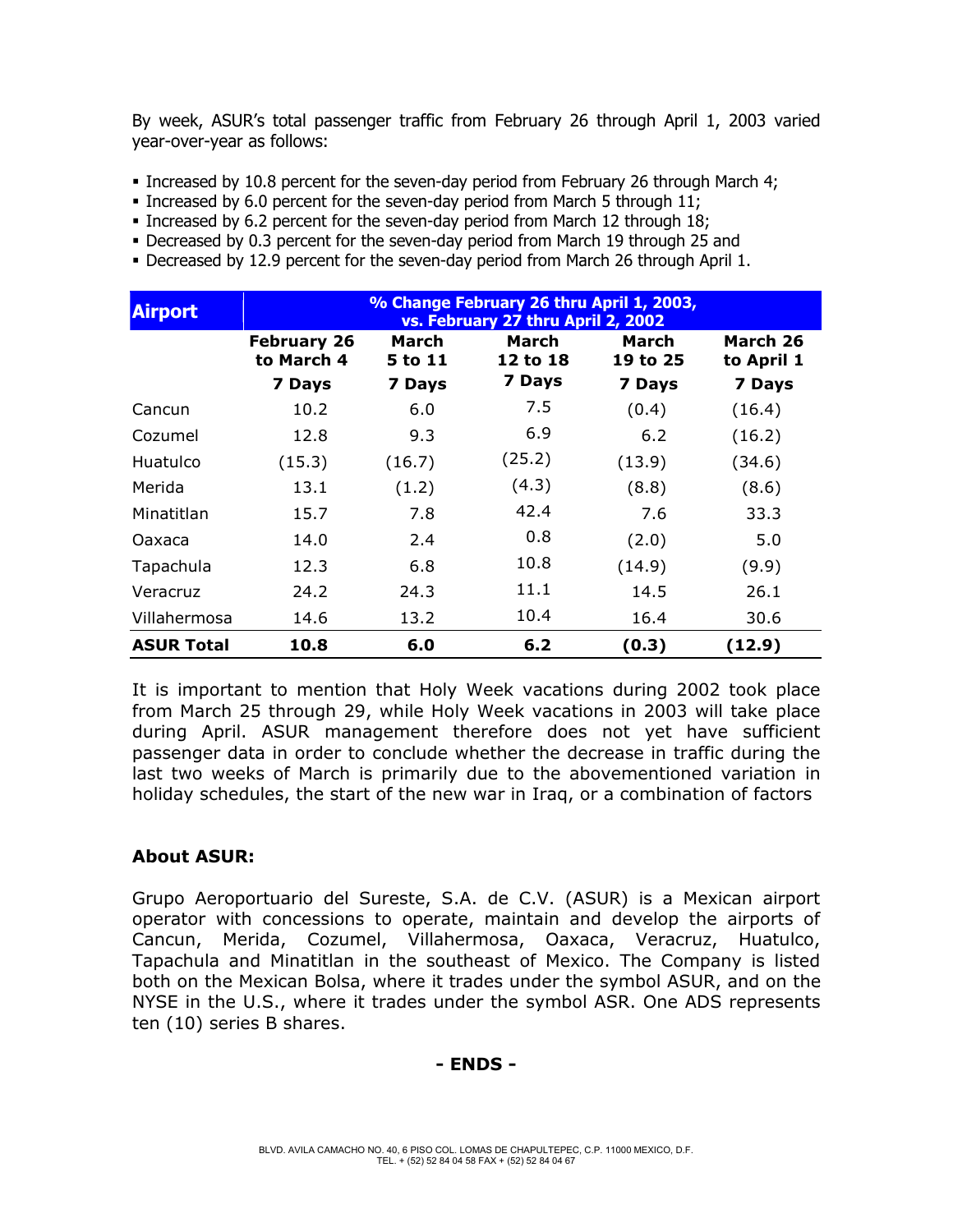By week, ASUR's total passenger traffic from February 26 through April 1, 2003 varied year-over-year as follows:

- Increased by 10.8 percent for the seven-day period from February 26 through March 4;
- Increased by 6.0 percent for the seven-day period from March 5 through 11;
- Increased by 6.2 percent for the seven-day period from March 12 through 18;
- Decreased by 0.3 percent for the seven-day period from March 19 through 25 and
- Decreased by 12.9 percent for the seven-day period from March 26 through April 1.

| Airport | % Change February 26 thru April 1, 2003, vs. February 27 thru April 2, 2002 | | | | |
|---|---|---|---|---|---|
| | February 26 to March 4 7 Days | March 5 to 11 7 Days | March 12 to 18 7 Days | March 19 to 25 7 Days | March 26 to April 1 7 Days |
| Cancun | 10.2 | 6.0 | 7.5 | (0.4) | (16.4) |
| Cozumel | 12.8 | 9.3 | 6.9 | 6.2 | (16.2) |
| Huatulco | (15.3) | (16.7) | (25.2) | (13.9) | (34.6) |
| Merida | 13.1 | (1.2) | (4.3) | (8.8) | (8.6) |
| Minatitlan | 15.7 | 7.8 | 42.4 | 7.6 | 33.3 |
| Oaxaca | 14.0 | 2.4 | 0.8 | (2.0) | 5.0 |
| Tapachula | 12.3 | 6.8 | 10.8 | (14.9) | (9.9) |
| Veracruz | 24.2 | 24.3 | 11.1 | 14.5 | 26.1 |
| Villahermosa | 14.6 | 13.2 | 10.4 | 16.4 | 30.6 |
| **ASUR Total** | **10.8** | **6.0** | **6.2** | **(0.3)** | **(12.9)** |

It is important to mention that Holy Week vacations during 2002 took place from March 25 through 29, while Holy Week vacations in 2003 will take place during April. ASUR management therefore does not yet have sufficient passenger data in order to conclude whether the decrease in traffic during the last two weeks of March is primarily due to the abovementioned variation in holiday schedules, the start of the new war in Iraq, or a combination of factors

**About ASUR:**

Grupo Aeroportuario del Sureste, S.A. de C.V. (ASUR) is a Mexican airport operator with concessions to operate, maintain and develop the airports of Cancun, Merida, Cozumel, Villahermosa, Oaxaca, Veracruz, Huatulco, Tapachula and Minatitlan in the southeast of Mexico. The Company is listed both on the Mexican Bolsa, where it trades under the symbol ASUR, and on the NYSE in the U.S., where it trades under the symbol ASR. One ADS represents ten (10) series B shares.

**- ENDS -**

BLVD. AVILA CAMACHO NO. 40, 6 PISO COL. LOMAS DE CHAPULTEPEC, C.P. 11000 MEXICO, D.F.
TEL. + (52) 52 84 04 58 FAX + (52) 52 84 04 67